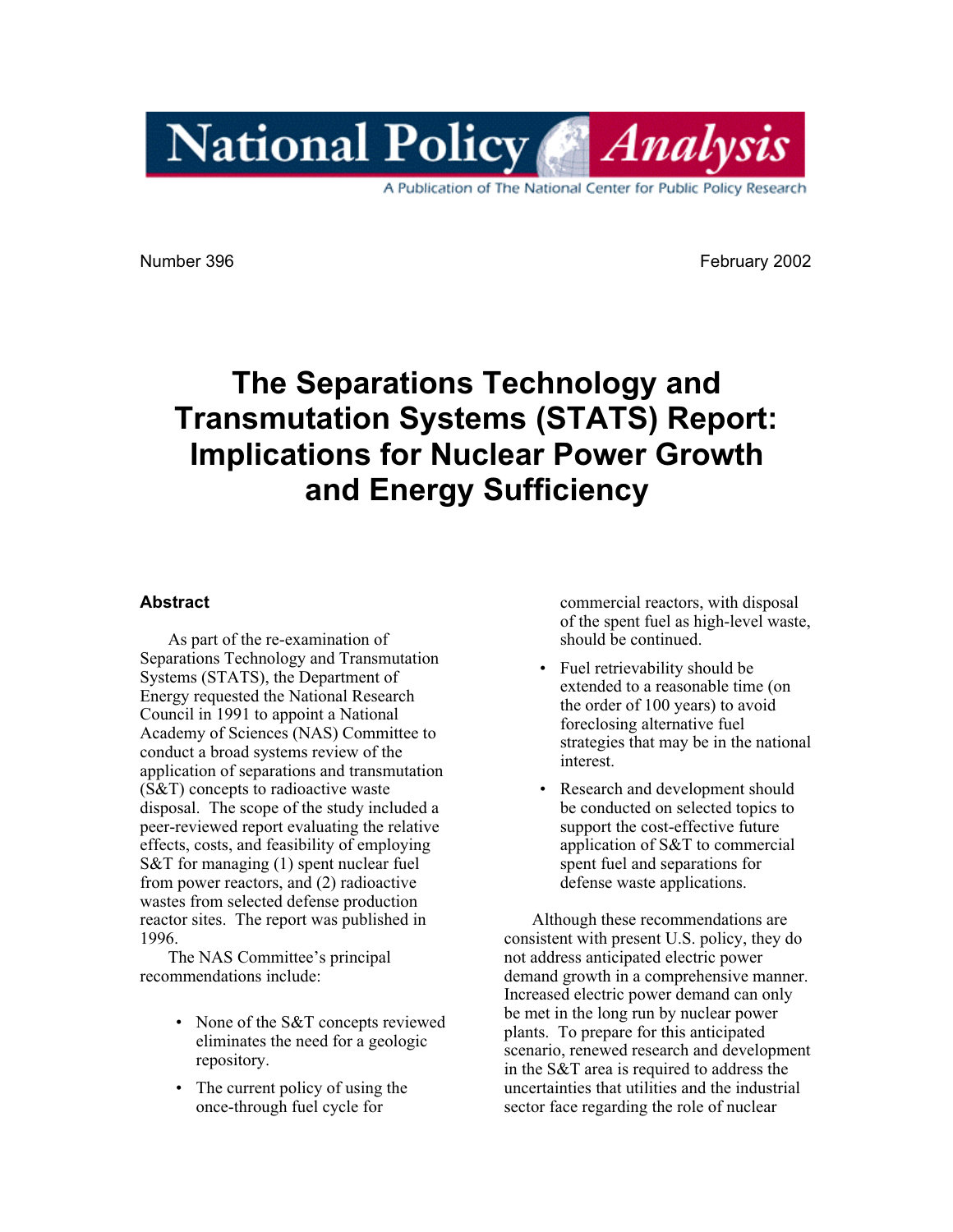# National Policy Analysis

A Publication of The National Center for Public Policy Research

Number 396

February 2002

# The Separations Technology and Transmutation Systems (STATS) Report: Implications for Nuclear Power Growth and Energy Sufficiency

## Abstract

As part of the re-examination of Separations Technology and Transmutation Systems (STATS), the Department of Energy requested the National Research Council in 1991 to appoint a National Academy of Sciences (NAS) Committee to conduct a broad systems review of the application of separations and transmutation (S&T) concepts to radioactive waste disposal. The scope of the study included a peer-reviewed report evaluating the relative effects, costs, and feasibility of employing S&T for managing (1) spent nuclear fuel from power reactors, and (2) radioactive wastes from selected defense production reactor sites. The report was published in 1996.

The NAS Committee's principal recommendations include:

- None of the S&T concepts reviewed eliminates the need for a geologic repository.
- The current policy of using the once-through fuel cycle for commercial reactors, with disposal of the spent fuel as high-level waste, should be continued.
- Fuel retrievability should be extended to a reasonable time (on the order of 100 years) to avoid foreclosing alternative fuel strategies that may be in the national interest.
- Research and development should be conducted on selected topics to support the cost-effective future application of S&T to commercial spent fuel and separations for defense waste applications.

Although these recommendations are consistent with present U.S. policy, they do not address anticipated electric power demand growth in a comprehensive manner. Increased electric power demand can only be met in the long run by nuclear power plants. To prepare for this anticipated scenario, renewed research and development in the S&T area is required to address the uncertainties that utilities and the industrial sector face regarding the role of nuclear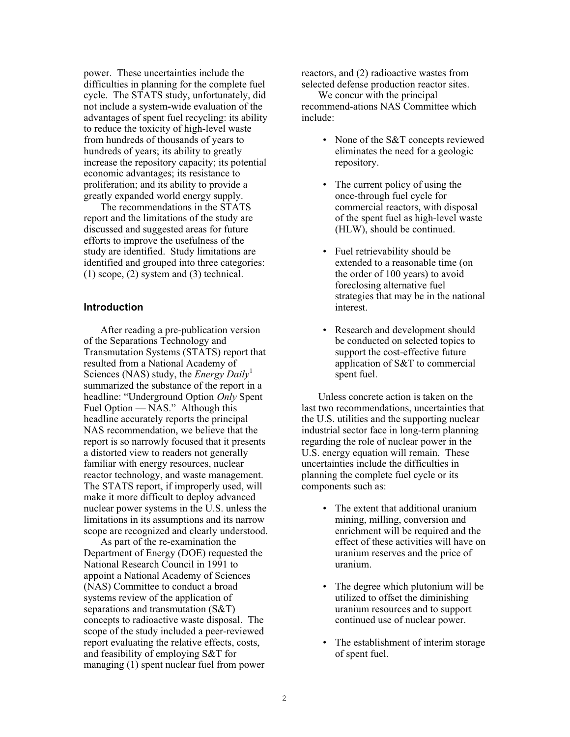power. These uncertainties include the difficulties in planning for the complete fuel cycle. The STATS study, unfortunately, did not include a system-wide evaluation of the advantages of spent fuel recycling: its ability to reduce the toxicity of high-level waste from hundreds of thousands of years to hundreds of years; its ability to greatly increase the repository capacity; its potential economic advantages; its resistance to proliferation; and its ability to provide a greatly expanded world energy supply.

The recommendations in the STATS report and the limitations of the study are discussed and suggested areas for future efforts to improve the usefulness of the study are identified. Study limitations are identified and grouped into three categories: (1) scope, (2) system and (3) technical.

## Introduction

After reading a pre-publication version of the Separations Technology and Transmutation Systems (STATS) report that resulted from a National Academy of Sciences (NAS) study, the *Energy Daily*[1] summarized the substance of the report in a headline: "Underground Option *Only* Spent Fuel Option — NAS." Although this headline accurately reports the principal NAS recommendation, we believe that the report is so narrowly focused that it presents a distorted view to readers not generally familiar with energy resources, nuclear reactor technology, and waste management. The STATS report, if improperly used, will make it more difficult to deploy advanced nuclear power systems in the U.S. unless the limitations in its assumptions and its narrow scope are recognized and clearly understood.

As part of the re-examination the Department of Energy (DOE) requested the National Research Council in 1991 to appoint a National Academy of Sciences (NAS) Committee to conduct a broad systems review of the application of separations and transmutation (S&T) concepts to radioactive waste disposal. The scope of the study included a peer-reviewed report evaluating the relative effects, costs, and feasibility of employing S&T for managing (1) spent nuclear fuel from power reactors, and (2) radioactive wastes from selected defense production reactor sites.

We concur with the principal recommend-ations NAS Committee which include:

- None of the S&T concepts reviewed eliminates the need for a geologic repository.
- The current policy of using the once-through fuel cycle for commercial reactors, with disposal of the spent fuel as high-level waste (HLW), should be continued.
- Fuel retrievability should be extended to a reasonable time (on the order of 100 years) to avoid foreclosing alternative fuel strategies that may be in the national interest.
- Research and development should be conducted on selected topics to support the cost-effective future application of S&T to commercial spent fuel.

Unless concrete action is taken on the last two recommendations, uncertainties that the U.S. utilities and the supporting nuclear industrial sector face in long-term planning regarding the role of nuclear power in the U.S. energy equation will remain. These uncertainties include the difficulties in planning the complete fuel cycle or its components such as:

- The extent that additional uranium mining, milling, conversion and enrichment will be required and the effect of these activities will have on uranium reserves and the price of uranium.
- The degree which plutonium will be utilized to offset the diminishing uranium resources and to support continued use of nuclear power.
- The establishment of interim storage of spent fuel.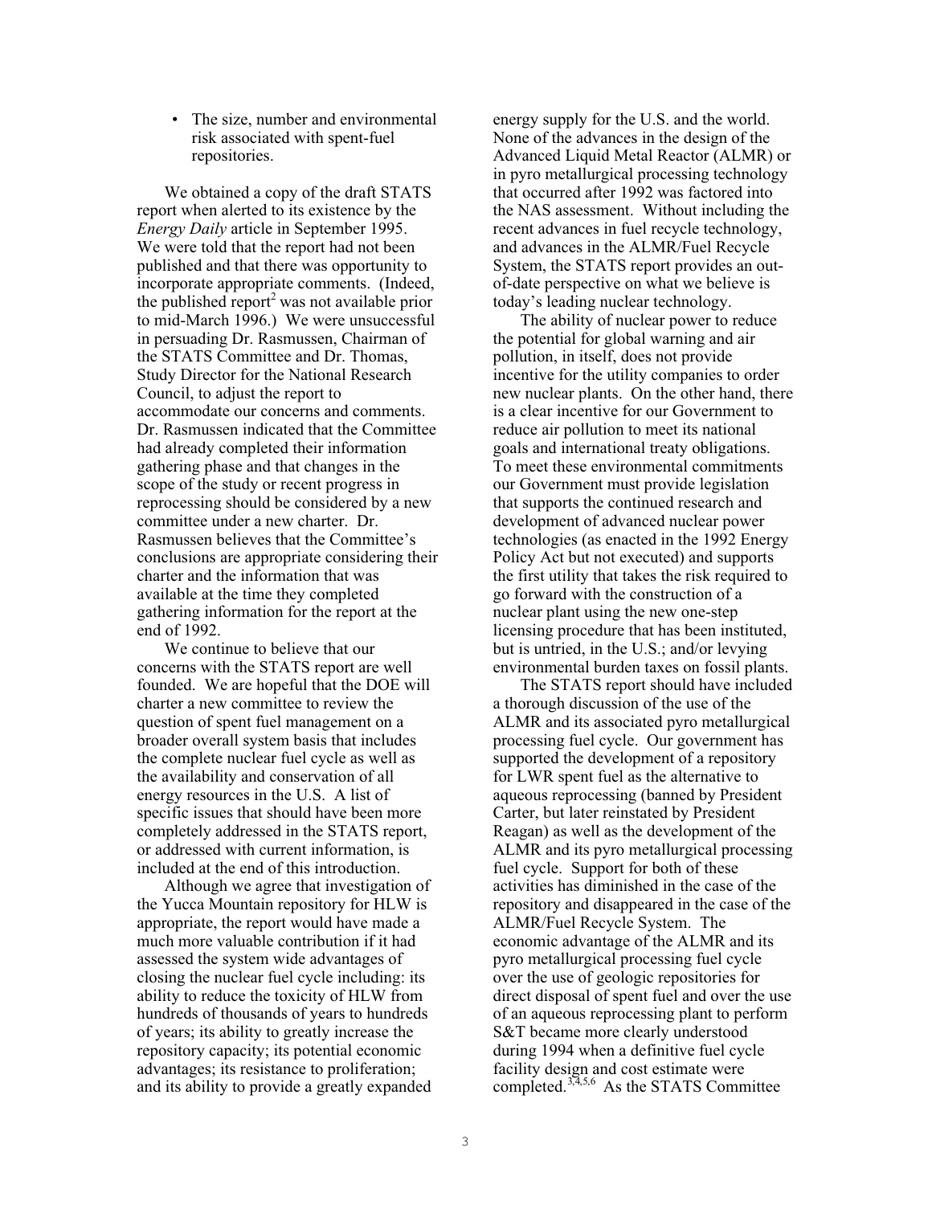- The size, number and environmental risk associated with spent-fuel repositories.

We obtained a copy of the draft STATS report when alerted to its existence by the *Energy Daily* article in September 1995. We were told that the report had not been published and that there was opportunity to incorporate appropriate comments. (Indeed, the published report[2] was not available prior to mid-March 1996.) We were unsuccessful in persuading Dr. Rasmussen, Chairman of the STATS Committee and Dr. Thomas, Study Director for the National Research Council, to adjust the report to accommodate our concerns and comments. Dr. Rasmussen indicated that the Committee had already completed their information gathering phase and that changes in the scope of the study or recent progress in reprocessing should be considered by a new committee under a new charter. Dr. Rasmussen believes that the Committee's conclusions are appropriate considering their charter and the information that was available at the time they completed gathering information for the report at the end of 1992.

We continue to believe that our concerns with the STATS report are well founded. We are hopeful that the DOE will charter a new committee to review the question of spent fuel management on a broader overall system basis that includes the complete nuclear fuel cycle as well as the availability and conservation of all energy resources in the U.S. A list of specific issues that should have been more completely addressed in the STATS report, or addressed with current information, is included at the end of this introduction.

Although we agree that investigation of the Yucca Mountain repository for HLW is appropriate, the report would have made a much more valuable contribution if it had assessed the system wide advantages of closing the nuclear fuel cycle including: its ability to reduce the toxicity of HLW from hundreds of thousands of years to hundreds of years; its ability to greatly increase the repository capacity; its potential economic advantages; its resistance to proliferation; and its ability to provide a greatly expanded energy supply for the U.S. and the world. None of the advances in the design of the Advanced Liquid Metal Reactor (ALMR) or in pyro metallurgical processing technology that occurred after 1992 was factored into the NAS assessment. Without including the recent advances in fuel recycle technology, and advances in the ALMR/Fuel Recycle System, the STATS report provides an out-of-date perspective on what we believe is today's leading nuclear technology.

The ability of nuclear power to reduce the potential for global warning and air pollution, in itself, does not provide incentive for the utility companies to order new nuclear plants. On the other hand, there is a clear incentive for our Government to reduce air pollution to meet its national goals and international treaty obligations. To meet these environmental commitments our Government must provide legislation that supports the continued research and development of advanced nuclear power technologies (as enacted in the 1992 Energy Policy Act but not executed) and supports the first utility that takes the risk required to go forward with the construction of a nuclear plant using the new one-step licensing procedure that has been instituted, but is untried, in the U.S.; and/or levying environmental burden taxes on fossil plants.

The STATS report should have included a thorough discussion of the use of the ALMR and its associated pyro metallurgical processing fuel cycle. Our government has supported the development of a repository for LWR spent fuel as the alternative to aqueous reprocessing (banned by President Carter, but later reinstated by President Reagan) as well as the development of the ALMR and its pyro metallurgical processing fuel cycle. Support for both of these activities has diminished in the case of the repository and disappeared in the case of the ALMR/Fuel Recycle System. The economic advantage of the ALMR and its pyro metallurgical processing fuel cycle over the use of geologic repositories for direct disposal of spent fuel and over the use of an aqueous reprocessing plant to perform S&T became more clearly understood during 1994 when a definitive fuel cycle facility design and cost estimate were completed.[3,4,5,6] As the STATS Committee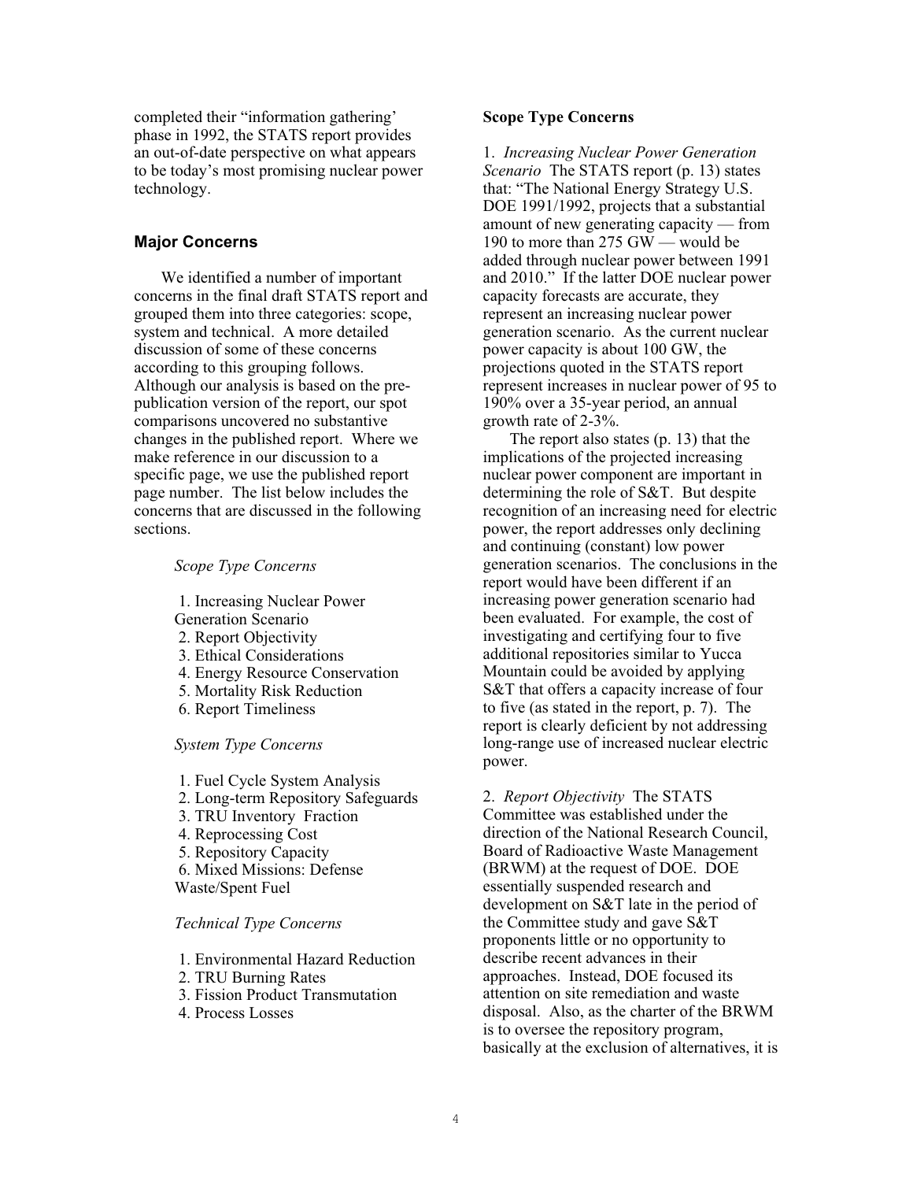completed their "information gathering' phase in 1992, the STATS report provides an out-of-date perspective on what appears to be today's most promising nuclear power technology.

## Major Concerns

We identified a number of important concerns in the final draft STATS report and grouped them into three categories: scope, system and technical. A more detailed discussion of some of these concerns according to this grouping follows. Although our analysis is based on the pre-publication version of the report, our spot comparisons uncovered no substantive changes in the published report. Where we make reference in our discussion to a specific page, we use the published report page number. The list below includes the concerns that are discussed in the following sections.

*Scope Type Concerns*

1. Increasing Nuclear Power Generation Scenario
2. Report Objectivity
3. Ethical Considerations
4. Energy Resource Conservation
5. Mortality Risk Reduction
6. Report Timeliness

*System Type Concerns*

1. Fuel Cycle System Analysis
2. Long-term Repository Safeguards
3. TRU Inventory Fraction
4. Reprocessing Cost
5. Repository Capacity
6. Mixed Missions: Defense Waste/Spent Fuel

*Technical Type Concerns*

1. Environmental Hazard Reduction
2. TRU Burning Rates
3. Fission Product Transmutation
4. Process Losses

**Scope Type Concerns**

1. *Increasing Nuclear Power Generation Scenario* The STATS report (p. 13) states that: "The National Energy Strategy U.S. DOE 1991/1992, projects that a substantial amount of new generating capacity — from 190 to more than 275 GW — would be added through nuclear power between 1991 and 2010." If the latter DOE nuclear power capacity forecasts are accurate, they represent an increasing nuclear power generation scenario. As the current nuclear power capacity is about 100 GW, the projections quoted in the STATS report represent increases in nuclear power of 95 to 190% over a 35-year period, an annual growth rate of 2-3%.

The report also states (p. 13) that the implications of the projected increasing nuclear power component are important in determining the role of S&T. But despite recognition of an increasing need for electric power, the report addresses only declining and continuing (constant) low power generation scenarios. The conclusions in the report would have been different if an increasing power generation scenario had been evaluated. For example, the cost of investigating and certifying four to five additional repositories similar to Yucca Mountain could be avoided by applying S&T that offers a capacity increase of four to five (as stated in the report, p. 7). The report is clearly deficient by not addressing long-range use of increased nuclear electric power.

2. *Report Objectivity* The STATS Committee was established under the direction of the National Research Council, Board of Radioactive Waste Management (BRWM) at the request of DOE. DOE essentially suspended research and development on S&T late in the period of the Committee study and gave S&T proponents little or no opportunity to describe recent advances in their approaches. Instead, DOE focused its attention on site remediation and waste disposal. Also, as the charter of the BRWM is to oversee the repository program, basically at the exclusion of alternatives, it is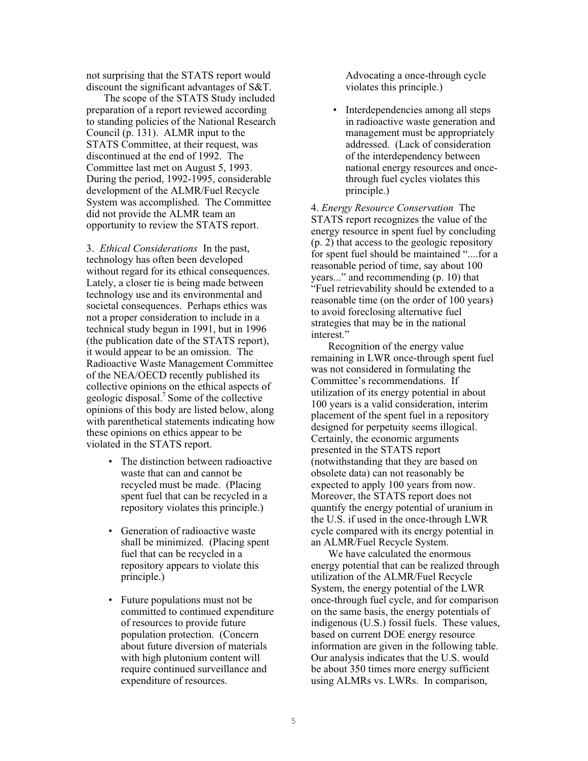not surprising that the STATS report would discount the significant advantages of S&T.

The scope of the STATS Study included preparation of a report reviewed according to standing policies of the National Research Council (p. 131). ALMR input to the STATS Committee, at their request, was discontinued at the end of 1992. The Committee last met on August 5, 1993. During the period, 1992-1995, considerable development of the ALMR/Fuel Recycle System was accomplished. The Committee did not provide the ALMR team an opportunity to review the STATS report.

3. *Ethical Considerations* In the past, technology has often been developed without regard for its ethical consequences. Lately, a closer tie is being made between technology use and its environmental and societal consequences. Perhaps ethics was not a proper consideration to include in a technical study begun in 1991, but in 1996 (the publication date of the STATS report), it would appear to be an omission. The Radioactive Waste Management Committee of the NEA/OECD recently published its collective opinions on the ethical aspects of geologic disposal.[7] Some of the collective opinions of this body are listed below, along with parenthetical statements indicating how these opinions on ethics appear to be violated in the STATS report.

- The distinction between radioactive waste that can and cannot be recycled must be made. (Placing spent fuel that can be recycled in a repository violates this principle.)
- Generation of radioactive waste shall be minimized. (Placing spent fuel that can be recycled in a repository appears to violate this principle.)
- Future populations must not be committed to continued expenditure of resources to provide future population protection. (Concern about future diversion of materials with high plutonium content will require continued surveillance and expenditure of resources. Advocating a once-through cycle violates this principle.)
- Interdependencies among all steps in radioactive waste generation and management must be appropriately addressed. (Lack of consideration of the interdependency between national energy resources and once-through fuel cycles violates this principle.)

4. *Energy Resource Conservation* The STATS report recognizes the value of the energy resource in spent fuel by concluding (p. 2) that access to the geologic repository for spent fuel should be maintained "....for a reasonable period of time, say about 100 years..." and recommending (p. 10) that "Fuel retrievability should be extended to a reasonable time (on the order of 100 years) to avoid foreclosing alternative fuel strategies that may be in the national interest."

Recognition of the energy value remaining in LWR once-through spent fuel was not considered in formulating the Committee's recommendations. If utilization of its energy potential in about 100 years is a valid consideration, interim placement of the spent fuel in a repository designed for perpetuity seems illogical. Certainly, the economic arguments presented in the STATS report (notwithstanding that they are based on obsolete data) can not reasonably be expected to apply 100 years from now. Moreover, the STATS report does not quantify the energy potential of uranium in the U.S. if used in the once-through LWR cycle compared with its energy potential in an ALMR/Fuel Recycle System.

We have calculated the enormous energy potential that can be realized through utilization of the ALMR/Fuel Recycle System, the energy potential of the LWR once-through fuel cycle, and for comparison on the same basis, the energy potentials of indigenous (U.S.) fossil fuels. These values, based on current DOE energy resource information are given in the following table. Our analysis indicates that the U.S. would be about 350 times more energy sufficient using ALMRs vs. LWRs. In comparison,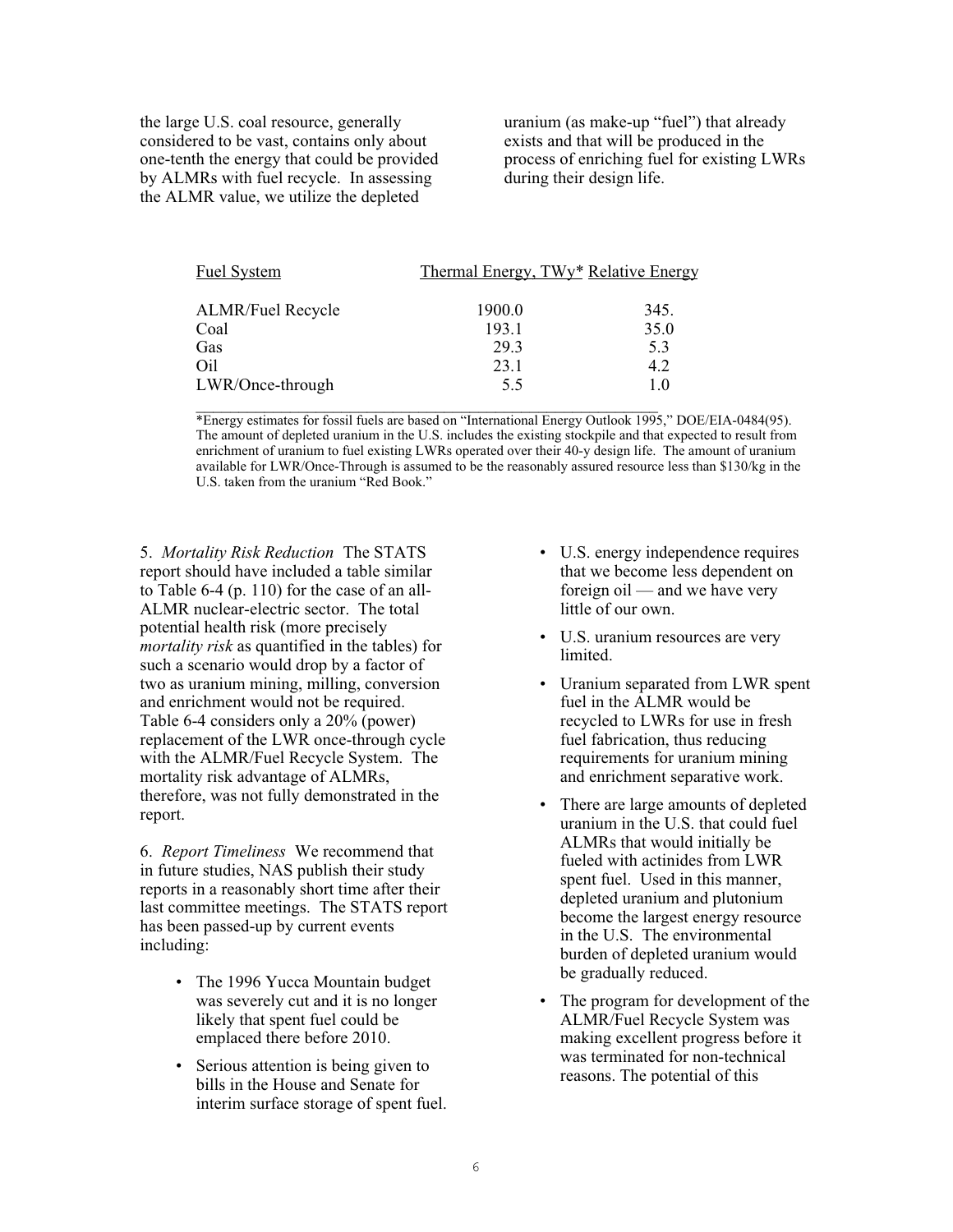the large U.S. coal resource, generally considered to be vast, contains only about one-tenth the energy that could be provided by ALMRs with fuel recycle. In assessing the ALMR value, we utilize the depleted uranium (as make-up "fuel") that already exists and that will be produced in the process of enriching fuel for existing LWRs during their design life.

| Fuel System | Thermal Energy, TWy* | Relative Energy |
|---|---|---|
| ALMR/Fuel Recycle | 1900.0 | 345. |
| Coal | 193.1 | 35.0 |
| Gas | 29.3 | 5.3 |
| Oil | 23.1 | 4.2 |
| LWR/Once-through | 5.5 | 1.0 |

*Energy estimates for fossil fuels are based on "International Energy Outlook 1995," DOE/EIA-0484(95). The amount of depleted uranium in the U.S. includes the existing stockpile and that expected to result from enrichment of uranium to fuel existing LWRs operated over their 40-y design life. The amount of uranium available for LWR/Once-Through is assumed to be the reasonably assured resource less than $130/kg in the U.S. taken from the uranium "Red Book."

5. *Mortality Risk Reduction* The STATS report should have included a table similar to Table 6-4 (p. 110) for the case of an all-ALMR nuclear-electric sector. The total potential health risk (more precisely *mortality risk* as quantified in the tables) for such a scenario would drop by a factor of two as uranium mining, milling, conversion and enrichment would not be required. Table 6-4 considers only a 20% (power) replacement of the LWR once-through cycle with the ALMR/Fuel Recycle System. The mortality risk advantage of ALMRs, therefore, was not fully demonstrated in the report.

6. *Report Timeliness* We recommend that in future studies, NAS publish their study reports in a reasonably short time after their last committee meetings. The STATS report has been passed-up by current events including:

- The 1996 Yucca Mountain budget was severely cut and it is no longer likely that spent fuel could be emplaced there before 2010.
- Serious attention is being given to bills in the House and Senate for interim surface storage of spent fuel.
- U.S. energy independence requires that we become less dependent on foreign oil — and we have very little of our own.
- U.S. uranium resources are very limited.
- Uranium separated from LWR spent fuel in the ALMR would be recycled to LWRs for use in fresh fuel fabrication, thus reducing requirements for uranium mining and enrichment separative work.
- There are large amounts of depleted uranium in the U.S. that could fuel ALMRs that would initially be fueled with actinides from LWR spent fuel. Used in this manner, depleted uranium and plutonium become the largest energy resource in the U.S. The environmental burden of depleted uranium would be gradually reduced.
- The program for development of the ALMR/Fuel Recycle System was making excellent progress before it was terminated for non-technical reasons. The potential of this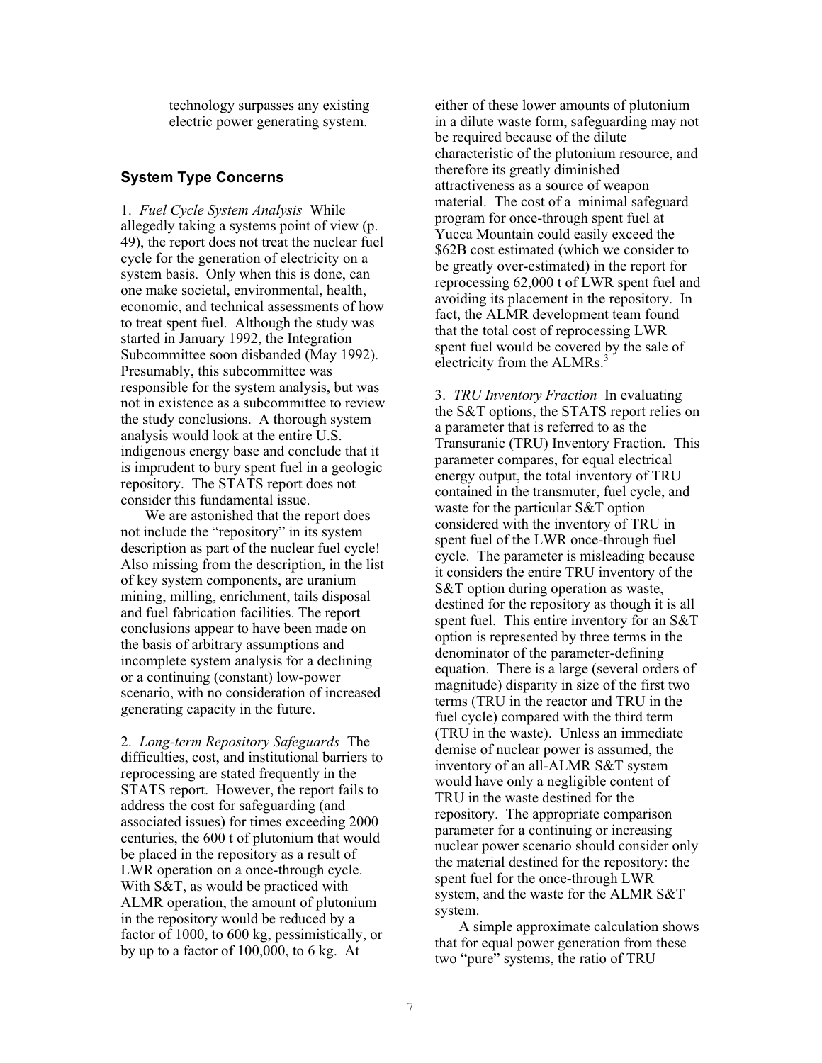technology surpasses any existing electric power generating system.

## System Type Concerns

1. *Fuel Cycle System Analysis* While allegedly taking a systems point of view (p. 49), the report does not treat the nuclear fuel cycle for the generation of electricity on a system basis. Only when this is done, can one make societal, environmental, health, economic, and technical assessments of how to treat spent fuel. Although the study was started in January 1992, the Integration Subcommittee soon disbanded (May 1992). Presumably, this subcommittee was responsible for the system analysis, but was not in existence as a subcommittee to review the study conclusions. A thorough system analysis would look at the entire U.S. indigenous energy base and conclude that it is imprudent to bury spent fuel in a geologic repository. The STATS report does not consider this fundamental issue.

We are astonished that the report does not include the "repository" in its system description as part of the nuclear fuel cycle! Also missing from the description, in the list of key system components, are uranium mining, milling, enrichment, tails disposal and fuel fabrication facilities. The report conclusions appear to have been made on the basis of arbitrary assumptions and incomplete system analysis for a declining or a continuing (constant) low-power scenario, with no consideration of increased generating capacity in the future.

2. *Long-term Repository Safeguards* The difficulties, cost, and institutional barriers to reprocessing are stated frequently in the STATS report. However, the report fails to address the cost for safeguarding (and associated issues) for times exceeding 2000 centuries, the 600 t of plutonium that would be placed in the repository as a result of LWR operation on a once-through cycle. With S&T, as would be practiced with ALMR operation, the amount of plutonium in the repository would be reduced by a factor of 1000, to 600 kg, pessimistically, or by up to a factor of 100,000, to 6 kg. At either of these lower amounts of plutonium in a dilute waste form, safeguarding may not be required because of the dilute characteristic of the plutonium resource, and therefore its greatly diminished attractiveness as a source of weapon material. The cost of a minimal safeguard program for once-through spent fuel at Yucca Mountain could easily exceed the $62B cost estimated (which we consider to be greatly over-estimated) in the report for reprocessing 62,000 t of LWR spent fuel and avoiding its placement in the repository. In fact, the ALMR development team found that the total cost of reprocessing LWR spent fuel would be covered by the sale of electricity from the ALMRs.[3]

3. *TRU Inventory Fraction* In evaluating the S&T options, the STATS report relies on a parameter that is referred to as the Transuranic (TRU) Inventory Fraction. This parameter compares, for equal electrical energy output, the total inventory of TRU contained in the transmuter, fuel cycle, and waste for the particular S&T option considered with the inventory of TRU in spent fuel of the LWR once-through fuel cycle. The parameter is misleading because it considers the entire TRU inventory of the S&T option during operation as waste, destined for the repository as though it is all spent fuel. This entire inventory for an S&T option is represented by three terms in the denominator of the parameter-defining equation. There is a large (several orders of magnitude) disparity in size of the first two terms (TRU in the reactor and TRU in the fuel cycle) compared with the third term (TRU in the waste). Unless an immediate demise of nuclear power is assumed, the inventory of an all-ALMR S&T system would have only a negligible content of TRU in the waste destined for the repository. The appropriate comparison parameter for a continuing or increasing nuclear power scenario should consider only the material destined for the repository: the spent fuel for the once-through LWR system, and the waste for the ALMR S&T system.

A simple approximate calculation shows that for equal power generation from these two "pure" systems, the ratio of TRU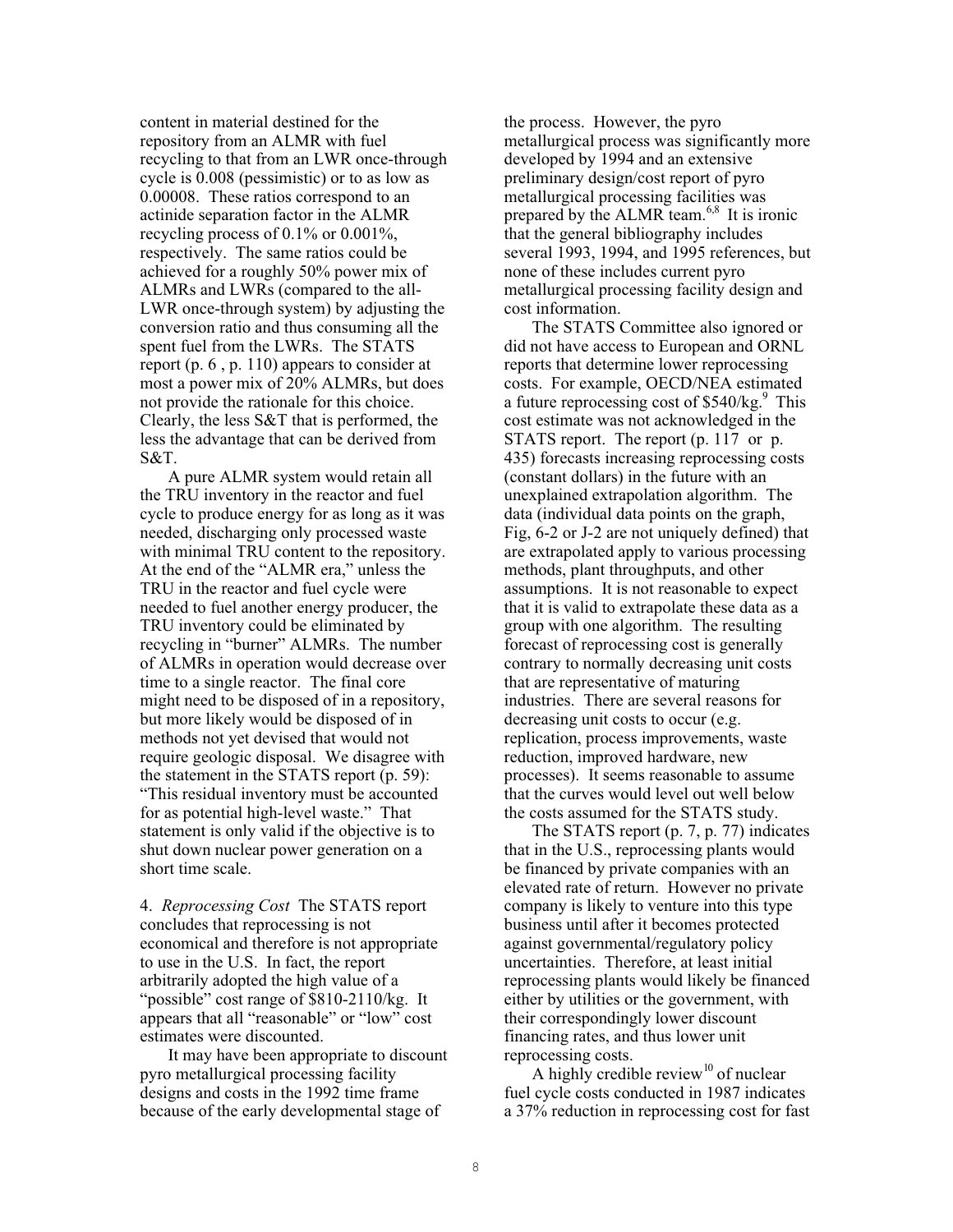content in material destined for the repository from an ALMR with fuel recycling to that from an LWR once-through cycle is 0.008 (pessimistic) or to as low as 0.00008. These ratios correspond to an actinide separation factor in the ALMR recycling process of 0.1% or 0.001%, respectively. The same ratios could be achieved for a roughly 50% power mix of ALMRs and LWRs (compared to the all-LWR once-through system) by adjusting the conversion ratio and thus consuming all the spent fuel from the LWRs. The STATS report (p. 6 , p. 110) appears to consider at most a power mix of 20% ALMRs, but does not provide the rationale for this choice. Clearly, the less S&T that is performed, the less the advantage that can be derived from S&T.

A pure ALMR system would retain all the TRU inventory in the reactor and fuel cycle to produce energy for as long as it was needed, discharging only processed waste with minimal TRU content to the repository. At the end of the "ALMR era," unless the TRU in the reactor and fuel cycle were needed to fuel another energy producer, the TRU inventory could be eliminated by recycling in "burner" ALMRs. The number of ALMRs in operation would decrease over time to a single reactor. The final core might need to be disposed of in a repository, but more likely would be disposed of in methods not yet devised that would not require geologic disposal. We disagree with the statement in the STATS report (p. 59): "This residual inventory must be accounted for as potential high-level waste." That statement is only valid if the objective is to shut down nuclear power generation on a short time scale.

4. *Reprocessing Cost* The STATS report concludes that reprocessing is not economical and therefore is not appropriate to use in the U.S. In fact, the report arbitrarily adopted the high value of a "possible" cost range of \$810-2110/kg. It appears that all "reasonable" or "low" cost estimates were discounted.

It may have been appropriate to discount pyro metallurgical processing facility designs and costs in the 1992 time frame because of the early developmental stage of the process. However, the pyro metallurgical process was significantly more developed by 1994 and an extensive preliminary design/cost report of pyro metallurgical processing facilities was prepared by the ALMR team.[6,8] It is ironic that the general bibliography includes several 1993, 1994, and 1995 references, but none of these includes current pyro metallurgical processing facility design and cost information.

The STATS Committee also ignored or did not have access to European and ORNL reports that determine lower reprocessing costs. For example, OECD/NEA estimated a future reprocessing cost of \$540/kg.[9] This cost estimate was not acknowledged in the STATS report. The report (p. 117 or p. 435) forecasts increasing reprocessing costs (constant dollars) in the future with an unexplained extrapolation algorithm. The data (individual data points on the graph, Fig, 6-2 or J-2 are not uniquely defined) that are extrapolated apply to various processing methods, plant throughputs, and other assumptions. It is not reasonable to expect that it is valid to extrapolate these data as a group with one algorithm. The resulting forecast of reprocessing cost is generally contrary to normally decreasing unit costs that are representative of maturing industries. There are several reasons for decreasing unit costs to occur (e.g. replication, process improvements, waste reduction, improved hardware, new processes). It seems reasonable to assume that the curves would level out well below the costs assumed for the STATS study.

The STATS report (p. 7, p. 77) indicates that in the U.S., reprocessing plants would be financed by private companies with an elevated rate of return. However no private company is likely to venture into this type business until after it becomes protected against governmental/regulatory policy uncertainties. Therefore, at least initial reprocessing plants would likely be financed either by utilities or the government, with their correspondingly lower discount financing rates, and thus lower unit reprocessing costs.

A highly credible review[10] of nuclear fuel cycle costs conducted in 1987 indicates a 37% reduction in reprocessing cost for fast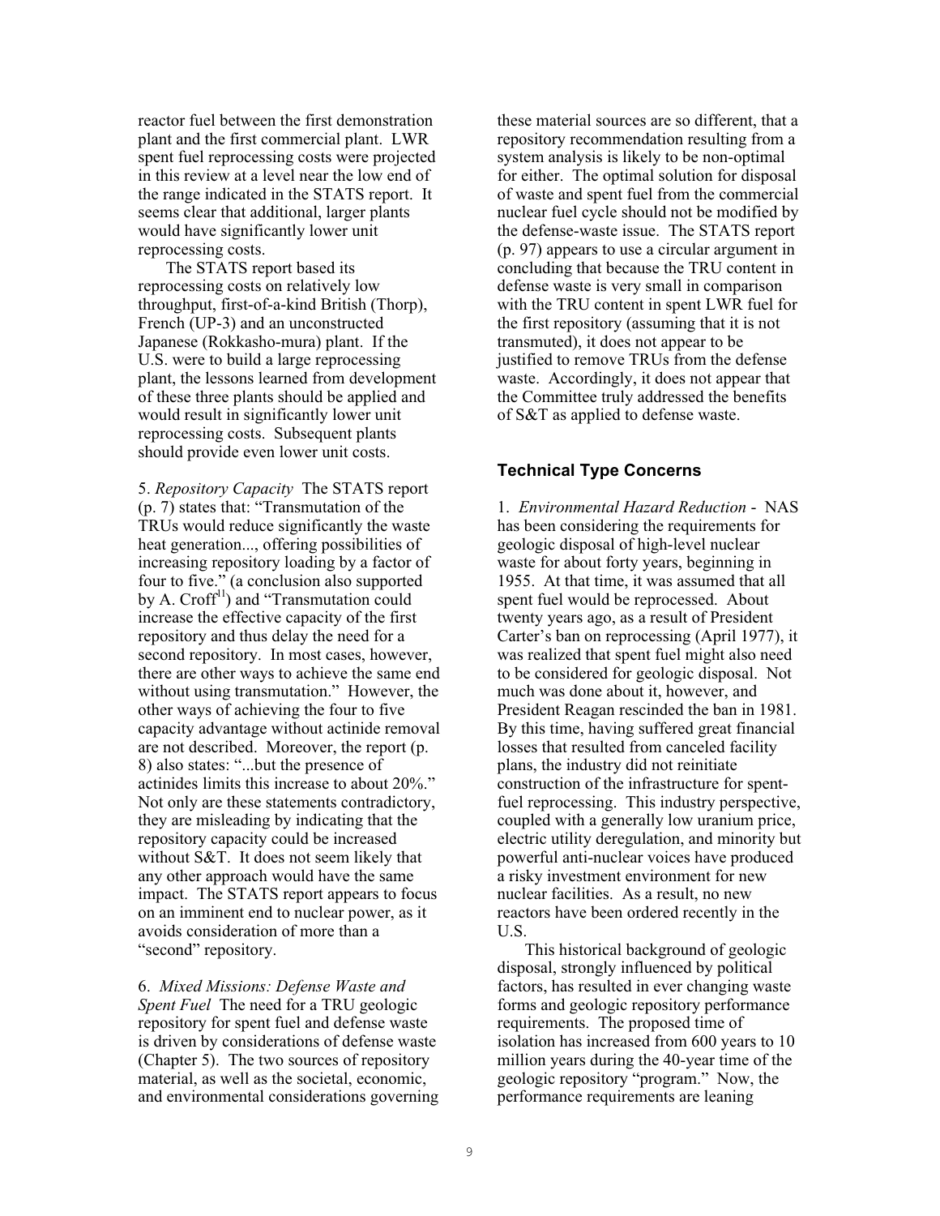reactor fuel between the first demonstration plant and the first commercial plant. LWR spent fuel reprocessing costs were projected in this review at a level near the low end of the range indicated in the STATS report. It seems clear that additional, larger plants would have significantly lower unit reprocessing costs.

The STATS report based its reprocessing costs on relatively low throughput, first-of-a-kind British (Thorp), French (UP-3) and an unconstructed Japanese (Rokkasho-mura) plant. If the U.S. were to build a large reprocessing plant, the lessons learned from development of these three plants should be applied and would result in significantly lower unit reprocessing costs. Subsequent plants should provide even lower unit costs.

5. *Repository Capacity* The STATS report (p. 7) states that: "Transmutation of the TRUs would reduce significantly the waste heat generation..., offering possibilities of increasing repository loading by a factor of four to five." (a conclusion also supported by A. Croff[11]) and "Transmutation could increase the effective capacity of the first repository and thus delay the need for a second repository. In most cases, however, there are other ways to achieve the same end without using transmutation." However, the other ways of achieving the four to five capacity advantage without actinide removal are not described. Moreover, the report (p. 8) also states: "...but the presence of actinides limits this increase to about 20%." Not only are these statements contradictory, they are misleading by indicating that the repository capacity could be increased without S&T. It does not seem likely that any other approach would have the same impact. The STATS report appears to focus on an imminent end to nuclear power, as it avoids consideration of more than a "second" repository.

6. *Mixed Missions: Defense Waste and Spent Fuel* The need for a TRU geologic repository for spent fuel and defense waste is driven by considerations of defense waste (Chapter 5). The two sources of repository material, as well as the societal, economic, and environmental considerations governing these material sources are so different, that a repository recommendation resulting from a system analysis is likely to be non-optimal for either. The optimal solution for disposal of waste and spent fuel from the commercial nuclear fuel cycle should not be modified by the defense-waste issue. The STATS report (p. 97) appears to use a circular argument in concluding that because the TRU content in defense waste is very small in comparison with the TRU content in spent LWR fuel for the first repository (assuming that it is not transmuted), it does not appear to be justified to remove TRUs from the defense waste. Accordingly, it does not appear that the Committee truly addressed the benefits of S&T as applied to defense waste.

### Technical Type Concerns

1. *Environmental Hazard Reduction* - NAS has been considering the requirements for geologic disposal of high-level nuclear waste for about forty years, beginning in 1955. At that time, it was assumed that all spent fuel would be reprocessed. About twenty years ago, as a result of President Carter's ban on reprocessing (April 1977), it was realized that spent fuel might also need to be considered for geologic disposal. Not much was done about it, however, and President Reagan rescinded the ban in 1981. By this time, having suffered great financial losses that resulted from canceled facility plans, the industry did not reinitiate construction of the infrastructure for spent-fuel reprocessing. This industry perspective, coupled with a generally low uranium price, electric utility deregulation, and minority but powerful anti-nuclear voices have produced a risky investment environment for new nuclear facilities. As a result, no new reactors have been ordered recently in the U.S.

This historical background of geologic disposal, strongly influenced by political factors, has resulted in ever changing waste forms and geologic repository performance requirements. The proposed time of isolation has increased from 600 years to 10 million years during the 40-year time of the geologic repository "program." Now, the performance requirements are leaning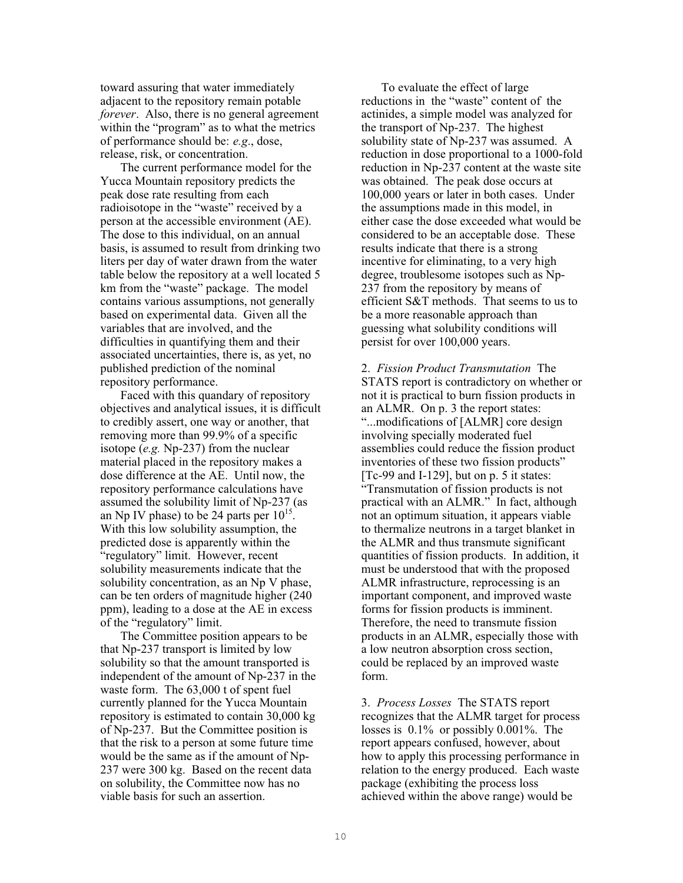toward assuring that water immediately adjacent to the repository remain potable *forever*. Also, there is no general agreement within the "program" as to what the metrics of performance should be: *e.g*., dose, release, risk, or concentration.

The current performance model for the Yucca Mountain repository predicts the peak dose rate resulting from each radioisotope in the "waste" received by a person at the accessible environment (AE). The dose to this individual, on an annual basis, is assumed to result from drinking two liters per day of water drawn from the water table below the repository at a well located 5 km from the "waste" package. The model contains various assumptions, not generally based on experimental data. Given all the variables that are involved, and the difficulties in quantifying them and their associated uncertainties, there is, as yet, no published prediction of the nominal repository performance.

Faced with this quandary of repository objectives and analytical issues, it is difficult to credibly assert, one way or another, that removing more than 99.9% of a specific isotope (*e.g.* Np-237) from the nuclear material placed in the repository makes a dose difference at the AE. Until now, the repository performance calculations have assumed the solubility limit of Np-237 (as an Np IV phase) to be 24 parts per $10^{15}$. With this low solubility assumption, the predicted dose is apparently within the "regulatory" limit. However, recent solubility measurements indicate that the solubility concentration, as an Np V phase, can be ten orders of magnitude higher (240 ppm), leading to a dose at the AE in excess of the "regulatory" limit.

The Committee position appears to be that Np-237 transport is limited by low solubility so that the amount transported is independent of the amount of Np-237 in the waste form. The 63,000 t of spent fuel currently planned for the Yucca Mountain repository is estimated to contain 30,000 kg of Np-237. But the Committee position is that the risk to a person at some future time would be the same as if the amount of Np-237 were 300 kg. Based on the recent data on solubility, the Committee now has no viable basis for such an assertion.

To evaluate the effect of large reductions in the "waste" content of the actinides, a simple model was analyzed for the transport of Np-237. The highest solubility state of Np-237 was assumed. A reduction in dose proportional to a 1000-fold reduction in Np-237 content at the waste site was obtained. The peak dose occurs at 100,000 years or later in both cases. Under the assumptions made in this model, in either case the dose exceeded what would be considered to be an acceptable dose. These results indicate that there is a strong incentive for eliminating, to a very high degree, troublesome isotopes such as Np-237 from the repository by means of efficient S&T methods. That seems to us to be a more reasonable approach than guessing what solubility conditions will persist for over 100,000 years.

2. *Fission Product Transmutation* The STATS report is contradictory on whether or not it is practical to burn fission products in an ALMR. On p. 3 the report states: "...modifications of [ALMR] core design involving specially moderated fuel assemblies could reduce the fission product inventories of these two fission products" [Tc-99 and I-129], but on p. 5 it states: "Transmutation of fission products is not practical with an ALMR." In fact, although not an optimum situation, it appears viable to thermalize neutrons in a target blanket in the ALMR and thus transmute significant quantities of fission products. In addition, it must be understood that with the proposed ALMR infrastructure, reprocessing is an important component, and improved waste forms for fission products is imminent. Therefore, the need to transmute fission products in an ALMR, especially those with a low neutron absorption cross section, could be replaced by an improved waste form.

3. *Process Losses* The STATS report recognizes that the ALMR target for process losses is 0.1% or possibly 0.001%. The report appears confused, however, about how to apply this processing performance in relation to the energy produced. Each waste package (exhibiting the process loss achieved within the above range) would be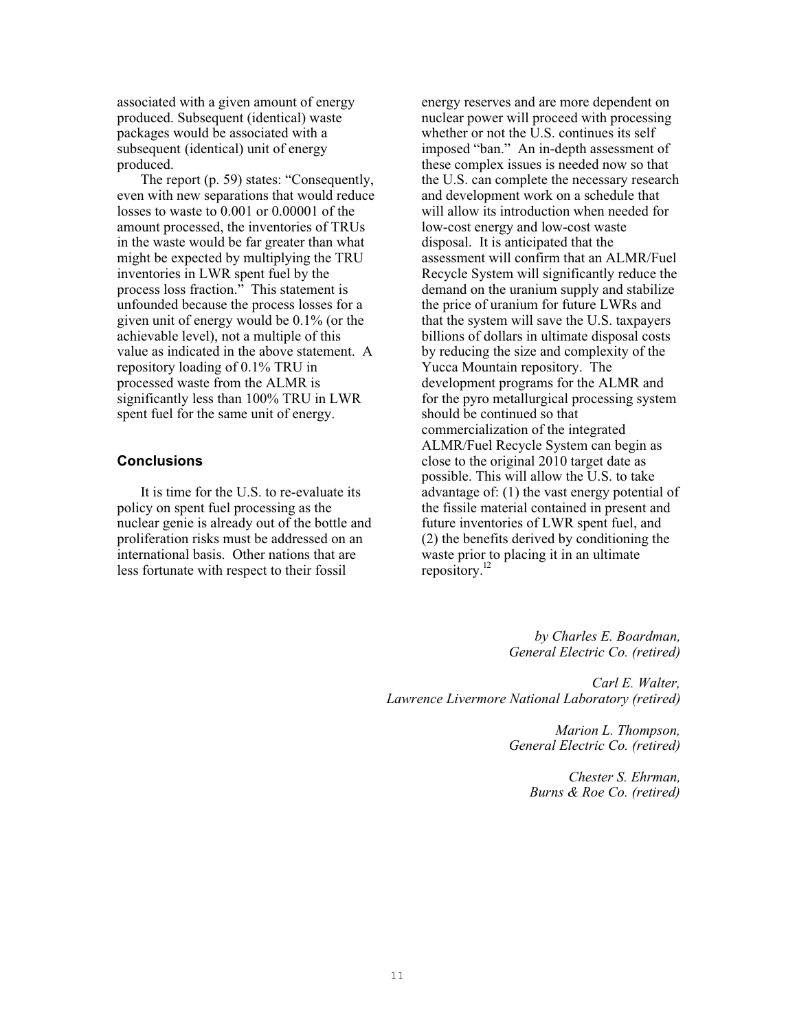associated with a given amount of energy produced. Subsequent (identical) waste packages would be associated with a subsequent (identical) unit of energy produced.

The report (p. 59) states: "Consequently, even with new separations that would reduce losses to waste to 0.001 or 0.00001 of the amount processed, the inventories of TRUs in the waste would be far greater than what might be expected by multiplying the TRU inventories in LWR spent fuel by the process loss fraction." This statement is unfounded because the process losses for a given unit of energy would be 0.1% (or the achievable level), not a multiple of this value as indicated in the above statement. A repository loading of 0.1% TRU in processed waste from the ALMR is significantly less than 100% TRU in LWR spent fuel for the same unit of energy.

## Conclusions

It is time for the U.S. to re-evaluate its policy on spent fuel processing as the nuclear genie is already out of the bottle and proliferation risks must be addressed on an international basis. Other nations that are less fortunate with respect to their fossil energy reserves and are more dependent on nuclear power will proceed with processing whether or not the U.S. continues its self imposed "ban." An in-depth assessment of these complex issues is needed now so that the U.S. can complete the necessary research and development work on a schedule that will allow its introduction when needed for low-cost energy and low-cost waste disposal. It is anticipated that the assessment will confirm that an ALMR/Fuel Recycle System will significantly reduce the demand on the uranium supply and stabilize the price of uranium for future LWRs and that the system will save the U.S. taxpayers billions of dollars in ultimate disposal costs by reducing the size and complexity of the Yucca Mountain repository. The development programs for the ALMR and for the pyro metallurgical processing system should be continued so that commercialization of the integrated ALMR/Fuel Recycle System can begin as close to the original 2010 target date as possible. This will allow the U.S. to take advantage of: (1) the vast energy potential of the fissile material contained in present and future inventories of LWR spent fuel, and (2) the benefits derived by conditioning the waste prior to placing it in an ultimate repository.[12]

*by Charles E. Boardman,*
*General Electric Co. (retired)*

*Carl E. Walter,*
*Lawrence Livermore National Laboratory (retired)*

*Marion L. Thompson,*
*General Electric Co. (retired)*

*Chester S. Ehrman,*
*Burns & Roe Co. (retired)*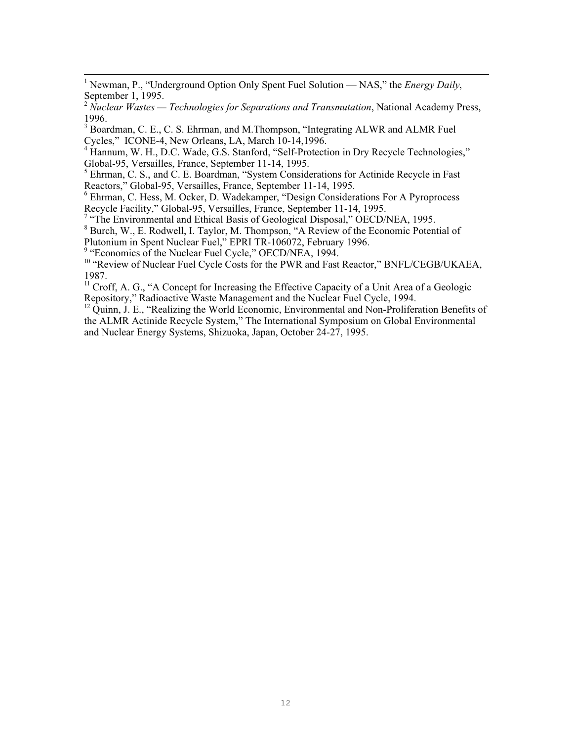[1] Newman, P., "Underground Option Only Spent Fuel Solution — NAS," the *Energy Daily*, September 1, 1995.

[2] *Nuclear Wastes — Technologies for Separations and Transmutation*, National Academy Press, 1996.

[3] Boardman, C. E., C. S. Ehrman, and M.Thompson, "Integrating ALWR and ALMR Fuel Cycles," ICONE-4, New Orleans, LA, March 10-14,1996.

[4] Hannum, W. H., D.C. Wade, G.S. Stanford, "Self-Protection in Dry Recycle Technologies," Global-95, Versailles, France, September 11-14, 1995.

[5] Ehrman, C. S., and C. E. Boardman, "System Considerations for Actinide Recycle in Fast Reactors," Global-95, Versailles, France, September 11-14, 1995.

[6] Ehrman, C. Hess, M. Ocker, D. Wadekamper, "Design Considerations For A Pyroprocess Recycle Facility," Global-95, Versailles, France, September 11-14, 1995.

[7] "The Environmental and Ethical Basis of Geological Disposal," OECD/NEA, 1995.

[8] Burch, W., E. Rodwell, I. Taylor, M. Thompson, "A Review of the Economic Potential of Plutonium in Spent Nuclear Fuel," EPRI TR-106072, February 1996.

[9] "Economics of the Nuclear Fuel Cycle," OECD/NEA, 1994.

[10] "Review of Nuclear Fuel Cycle Costs for the PWR and Fast Reactor," BNFL/CEGB/UKAEA, 1987.

[11] Croff, A. G., "A Concept for Increasing the Effective Capacity of a Unit Area of a Geologic Repository," Radioactive Waste Management and the Nuclear Fuel Cycle, 1994.

[12] Quinn, J. E., "Realizing the World Economic, Environmental and Non-Proliferation Benefits of the ALMR Actinide Recycle System," The International Symposium on Global Environmental and Nuclear Energy Systems, Shizuoka, Japan, October 24-27, 1995.